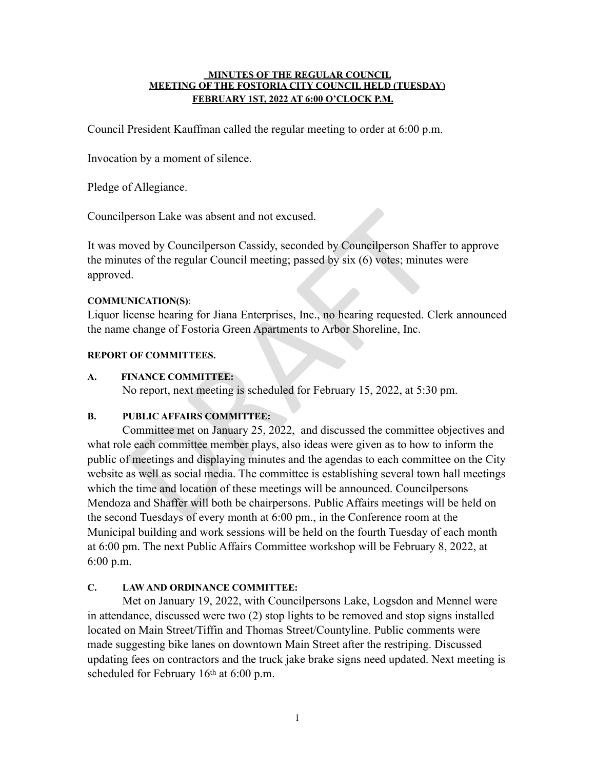**MINUTES OF THE REGULAR COUNCIL MEETING OF THE FOSTORIA CITY COUNCIL HELD (TUESDAY) FEBRUARY 1ST, 2022 AT 6:00 O'CLOCK P.M.**

Council President Kauffman called the regular meeting to order at 6:00 p.m.

Invocation by a moment of silence.

Pledge of Allegiance.

Councilperson Lake was absent and not excused.

It was moved by Councilperson Cassidy, seconded by Councilperson Shaffer to approve the minutes of the regular Council meeting; passed by six (6) votes; minutes were approved.

**COMMUNICATION(S)**:

Liquor license hearing for Jiana Enterprises, Inc., no hearing requested. Clerk announced the name change of Fostoria Green Apartments to Arbor Shoreline, Inc.

**REPORT OF COMMITTEES.**

**A. FINANCE COMMITTEE:**

No report, next meeting is scheduled for February 15, 2022, at 5:30 pm.

**B. PUBLIC AFFAIRS COMMITTEE:**

Committee met on January 25, 2022, and discussed the committee objectives and what role each committee member plays, also ideas were given as to how to inform the public of meetings and displaying minutes and the agendas to each committee on the City website as well as social media. The committee is establishing several town hall meetings which the time and location of these meetings will be announced. Councilpersons Mendoza and Shaffer will both be chairpersons. Public Affairs meetings will be held on the second Tuesdays of every month at 6:00 pm., in the Conference room at the Municipal building and work sessions will be held on the fourth Tuesday of each month at 6:00 pm. The next Public Affairs Committee workshop will be February 8, 2022, at 6:00 p.m.

**C. LAW AND ORDINANCE COMMITTEE:**

Met on January 19, 2022, with Councilpersons Lake, Logsdon and Mennel were in attendance, discussed were two (2) stop lights to be removed and stop signs installed located on Main Street/Tiffin and Thomas Street/Countyline. Public comments were made suggesting bike lanes on downtown Main Street after the restriping. Discussed updating fees on contractors and the truck jake brake signs need updated. Next meeting is scheduled for February 16th at 6:00 p.m.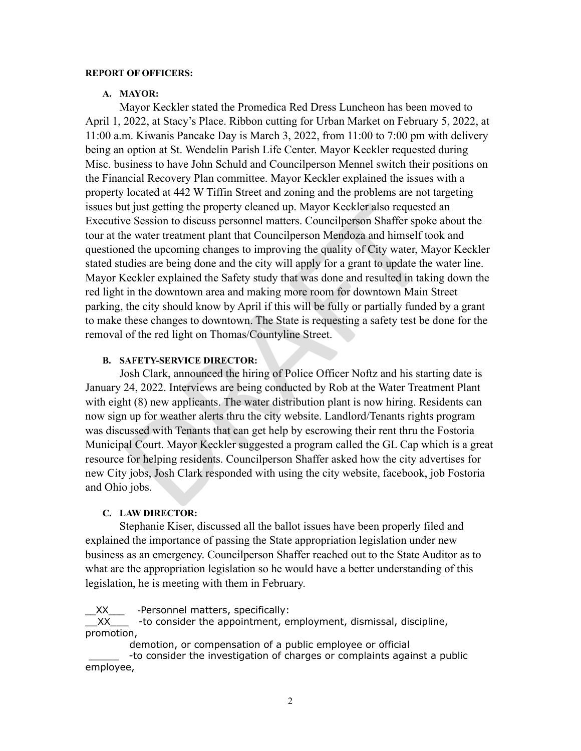**REPORT OF OFFICERS:**

**A. MAYOR:**

Mayor Keckler stated the Promedica Red Dress Luncheon has been moved to April 1, 2022, at Stacy's Place. Ribbon cutting for Urban Market on February 5, 2022, at 11:00 a.m. Kiwanis Pancake Day is March 3, 2022, from 11:00 to 7:00 pm with delivery being an option at St. Wendelin Parish Life Center. Mayor Keckler requested during Misc. business to have John Schuld and Councilperson Mennel switch their positions on the Financial Recovery Plan committee. Mayor Keckler explained the issues with a property located at 442 W Tiffin Street and zoning and the problems are not targeting issues but just getting the property cleaned up. Mayor Keckler also requested an Executive Session to discuss personnel matters. Councilperson Shaffer spoke about the tour at the water treatment plant that Councilperson Mendoza and himself took and questioned the upcoming changes to improving the quality of City water, Mayor Keckler stated studies are being done and the city will apply for a grant to update the water line. Mayor Keckler explained the Safety study that was done and resulted in taking down the red light in the downtown area and making more room for downtown Main Street parking, the city should know by April if this will be fully or partially funded by a grant to make these changes to downtown. The State is requesting a safety test be done for the removal of the red light on Thomas/Countyline Street.

**B. SAFETY-SERVICE DIRECTOR:**

Josh Clark, announced the hiring of Police Officer Noftz and his starting date is January 24, 2022. Interviews are being conducted by Rob at the Water Treatment Plant with eight (8) new applicants. The water distribution plant is now hiring. Residents can now sign up for weather alerts thru the city website. Landlord/Tenants rights program was discussed with Tenants that can get help by escrowing their rent thru the Fostoria Municipal Court. Mayor Keckler suggested a program called the GL Cap which is a great resource for helping residents. Councilperson Shaffer asked how the city advertises for new City jobs, Josh Clark responded with using the city website, facebook, job Fostoria and Ohio jobs.

**C. LAW DIRECTOR:**

Stephanie Kiser, discussed all the ballot issues have been properly filed and explained the importance of passing the State appropriation legislation under new business as an emergency. Councilperson Shaffer reached out to the State Auditor as to what are the appropriation legislation so he would have a better understanding of this legislation, he is meeting with them in February.

__XX___ -Personnel matters, specifically:
__XX___ -to consider the appointment, employment, dismissal, discipline, promotion,
demotion, or compensation of a public employee or official
_____ -to consider the investigation of charges or complaints against a public employee,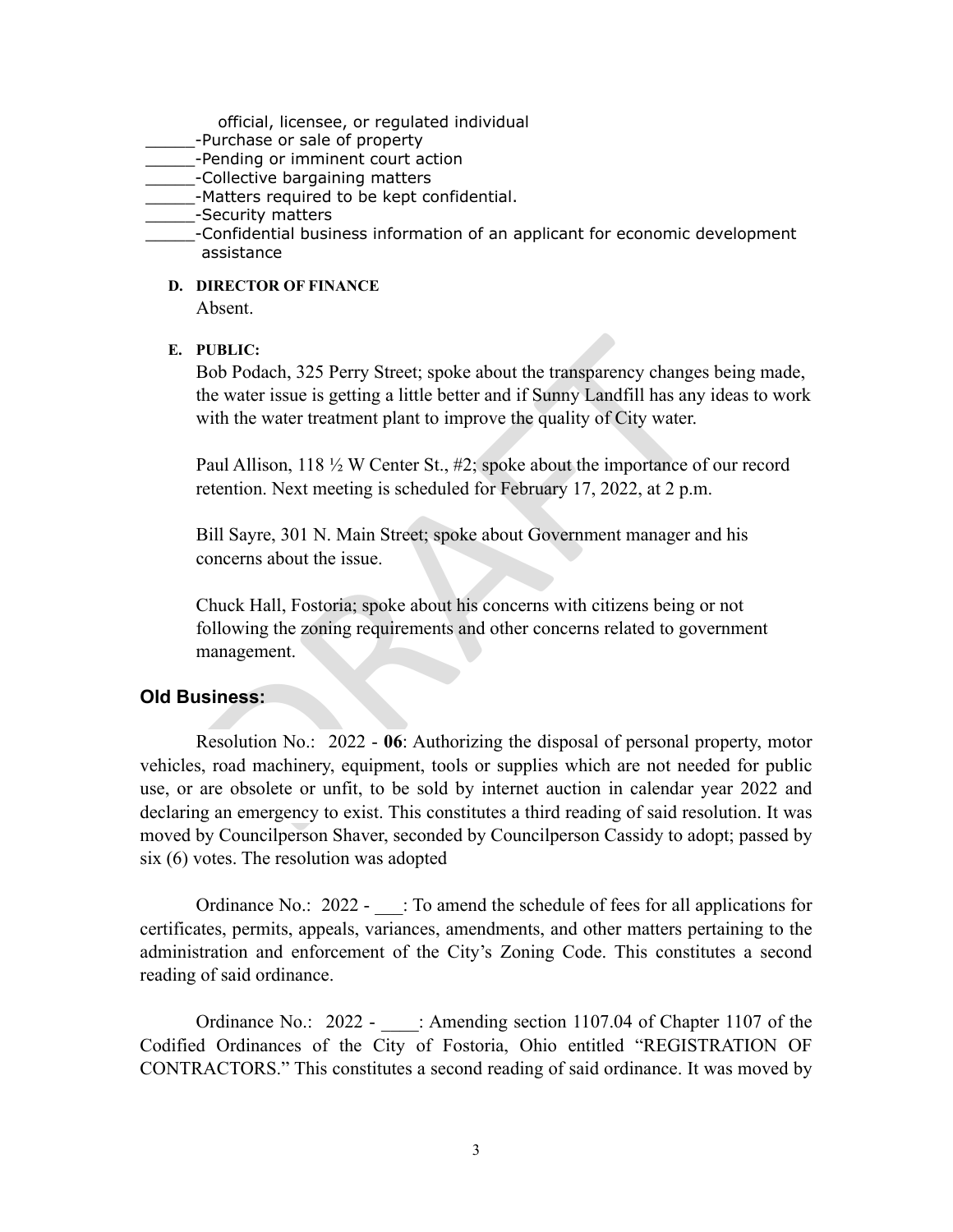official, licensee, or regulated individual

_____-Purchase or sale of property
_____-Pending or imminent court action
_____-Collective bargaining matters
_____-Matters required to be kept confidential.
_____-Security matters
_____-Confidential business information of an applicant for economic development assistance

**D. DIRECTOR OF FINANCE**

Absent.

**E. PUBLIC:**

Bob Podach, 325 Perry Street; spoke about the transparency changes being made, the water issue is getting a little better and if Sunny Landfill has any ideas to work with the water treatment plant to improve the quality of City water.

Paul Allison, 118 ½ W Center St., #2; spoke about the importance of our record retention. Next meeting is scheduled for February 17, 2022, at 2 p.m.

Bill Sayre, 301 N. Main Street; spoke about Government manager and his concerns about the issue.

Chuck Hall, Fostoria; spoke about his concerns with citizens being or not following the zoning requirements and other concerns related to government management.

## Old Business:

Resolution No.: 2022 - **06**: Authorizing the disposal of personal property, motor vehicles, road machinery, equipment, tools or supplies which are not needed for public use, or are obsolete or unfit, to be sold by internet auction in calendar year 2022 and declaring an emergency to exist. This constitutes a third reading of said resolution. It was moved by Councilperson Shaver, seconded by Councilperson Cassidy to adopt; passed by six (6) votes. The resolution was adopted

Ordinance No.: 2022 - ___: To amend the schedule of fees for all applications for certificates, permits, appeals, variances, amendments, and other matters pertaining to the administration and enforcement of the City's Zoning Code. This constitutes a second reading of said ordinance.

Ordinance No.: 2022 - ____: Amending section 1107.04 of Chapter 1107 of the Codified Ordinances of the City of Fostoria, Ohio entitled "REGISTRATION OF CONTRACTORS." This constitutes a second reading of said ordinance. It was moved by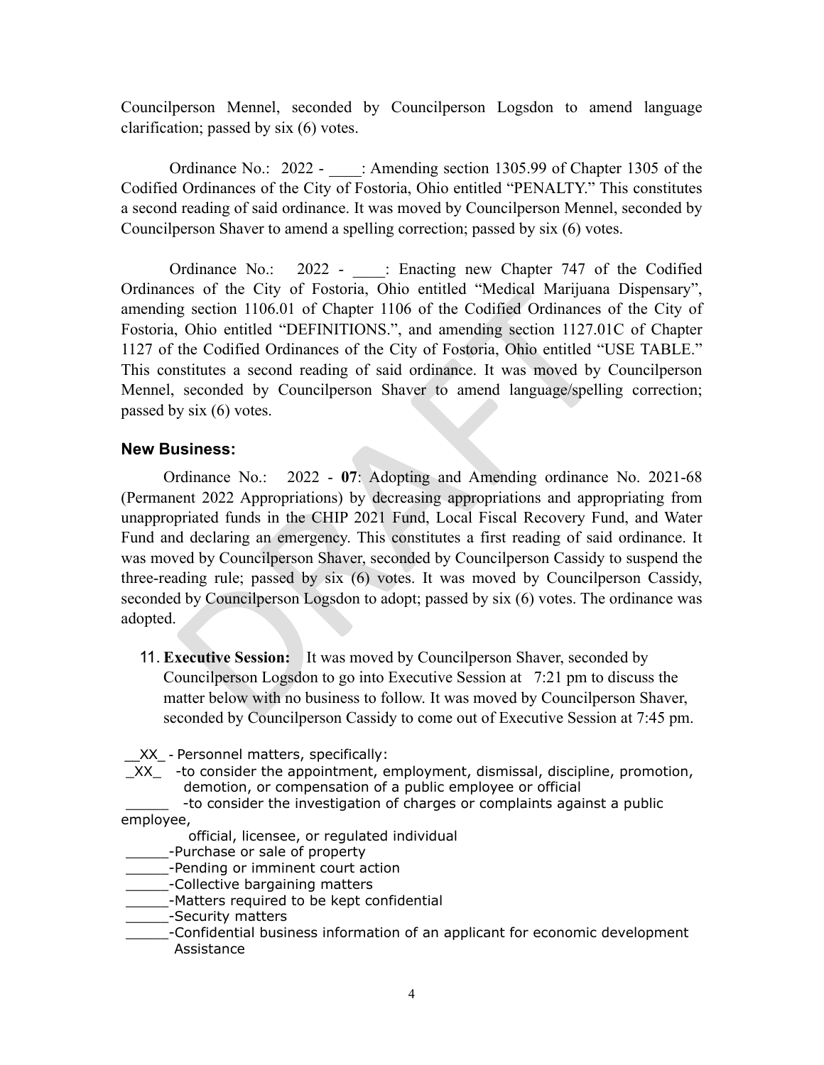Councilperson Mennel, seconded by Councilperson Logsdon to amend language clarification; passed by six (6) votes.

Ordinance No.: 2022 - ____: Amending section 1305.99 of Chapter 1305 of the Codified Ordinances of the City of Fostoria, Ohio entitled "PENALTY." This constitutes a second reading of said ordinance. It was moved by Councilperson Mennel, seconded by Councilperson Shaver to amend a spelling correction; passed by six (6) votes.

Ordinance No.: 2022 - ____: Enacting new Chapter 747 of the Codified Ordinances of the City of Fostoria, Ohio entitled "Medical Marijuana Dispensary", amending section 1106.01 of Chapter 1106 of the Codified Ordinances of the City of Fostoria, Ohio entitled "DEFINITIONS.", and amending section 1127.01C of Chapter 1127 of the Codified Ordinances of the City of Fostoria, Ohio entitled "USE TABLE." This constitutes a second reading of said ordinance. It was moved by Councilperson Mennel, seconded by Councilperson Shaver to amend language/spelling correction; passed by six (6) votes.

### New Business:

Ordinance No.: 2022 - **07**: Adopting and Amending ordinance No. 2021-68 (Permanent 2022 Appropriations) by decreasing appropriations and appropriating from unappropriated funds in the CHIP 2021 Fund, Local Fiscal Recovery Fund, and Water Fund and declaring an emergency. This constitutes a first reading of said ordinance. It was moved by Councilperson Shaver, seconded by Councilperson Cassidy to suspend the three-reading rule; passed by six (6) votes. It was moved by Councilperson Cassidy, seconded by Councilperson Logsdon to adopt; passed by six (6) votes. The ordinance was adopted.

11. **Executive Session:** It was moved by Councilperson Shaver, seconded by Councilperson Logsdon to go into Executive Session at 7:21 pm to discuss the matter below with no business to follow. It was moved by Councilperson Shaver, seconded by Councilperson Cassidy to come out of Executive Session at 7:45 pm.

__XX_ - Personnel matters, specifically:
_XX_ -to consider the appointment, employment, dismissal, discipline, promotion, demotion, or compensation of a public employee or official
_____ -to consider the investigation of charges or complaints against a public employee, official, licensee, or regulated individual
_____-Purchase or sale of property
_____-Pending or imminent court action
_____-Collective bargaining matters
_____-Matters required to be kept confidential
_____-Security matters
_____-Confidential business information of an applicant for economic development Assistance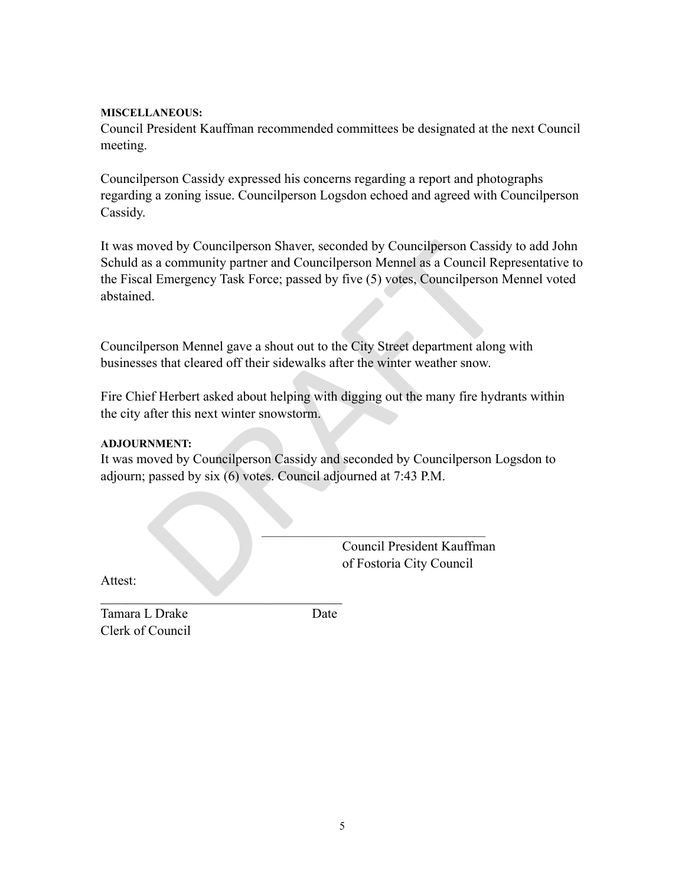**MISCELLANEOUS:**

Council President Kauffman recommended committees be designated at the next Council meeting.

Councilperson Cassidy expressed his concerns regarding a report and photographs regarding a zoning issue. Councilperson Logsdon echoed and agreed with Councilperson Cassidy.

It was moved by Councilperson Shaver, seconded by Councilperson Cassidy to add John Schuld as a community partner and Councilperson Mennel as a Council Representative to the Fiscal Emergency Task Force; passed by five (5) votes, Councilperson Mennel voted abstained.

Councilperson Mennel gave a shout out to the City Street department along with businesses that cleared off their sidewalks after the winter weather snow.

Fire Chief Herbert asked about helping with digging out the many fire hydrants within the city after this next winter snowstorm.

**ADJOURNMENT:**

It was moved by Councilperson Cassidy and seconded by Councilperson Logsdon to adjourn; passed by six (6) votes. Council adjourned at 7:43 P.M.

\_\_\_\_\_\_\_\_\_\_\_\_\_\_\_\_\_\_\_\_\_\_\_\_\_\_\_\_\_\_\_\_\_\_

Council President Kauffman
of Fostoria City Council

Attest:

\_\_\_\_\_\_\_\_\_\_\_\_\_\_\_\_\_\_\_\_\_\_\_\_\_\_\_\_\_\_\_\_\_\_\_\_

Tamara L Drake Date
Clerk of Council